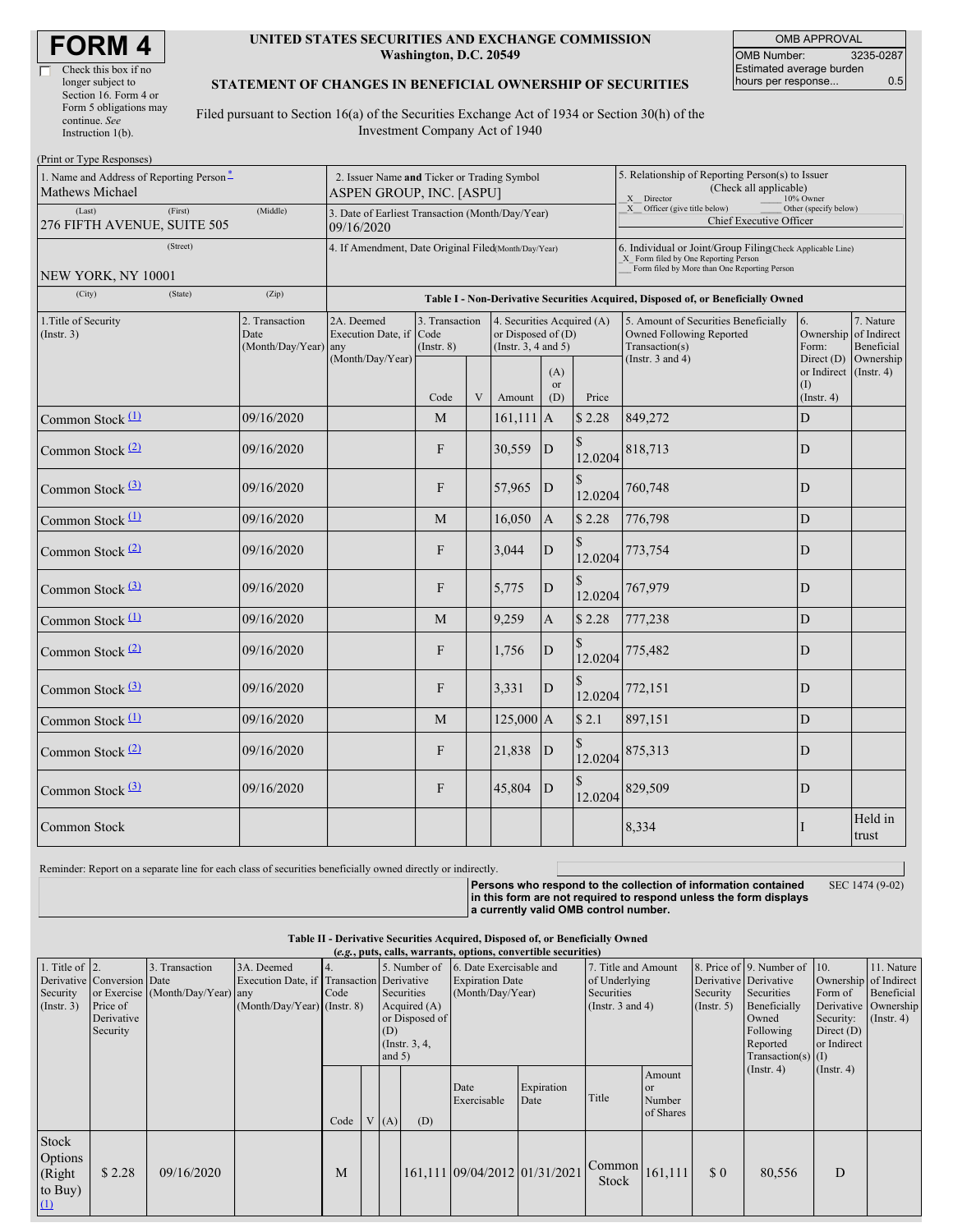# FORM 4

☐ Check this box if no longer subject to Section 16. Form 4 or Form 5 obligations may continue. *See* Instruction 1(b).

**UNITED STATES SECURITIES AND EXCHANGE COMMISSION**
**Washington, D.C. 20549**

**STATEMENT OF CHANGES IN BENEFICIAL OWNERSHIP OF SECURITIES**

Filed pursuant to Section 16(a) of the Securities Exchange Act of 1934 or Section 30(h) of the Investment Company Act of 1940

| OMB APPROVAL | |
|---|---|
| OMB Number: | 3235-0287 |
| Estimated average burden hours per response... | 0.5 |

(Print or Type Responses)

| 1. Name and Address of Reporting Person* | 2. Issuer Name and Ticker or Trading Symbol | 5. Relationship of Reporting Person(s) to Issuer (Check all applicable) |
|---|---|---|
| Mathews Michael | ASPEN GROUP, INC. [ASPU] | X Director ___ 10% Owner |
| (Last) (First) (Middle) 276 FIFTH AVENUE, SUITE 505 | 3. Date of Earliest Transaction (Month/Day/Year) 09/16/2020 | X Officer (give title below) ___ Other (specify below) Chief Executive Officer |
| (Street) NEW YORK, NY 10001 | 4. If Amendment, Date Original Filed (Month/Day/Year) | 6. Individual or Joint/Group Filing (Check Applicable Line) X Form filed by One Reporting Person ___ Form filed by More than One Reporting Person |
| (City) (State) (Zip) | | |

**Table I - Non-Derivative Securities Acquired, Disposed of, or Beneficially Owned**

| 1.Title of Security (Instr. 3) | 2. Transaction Date (Month/Day/Year) | 2A. Deemed Execution Date, if any (Month/Day/Year) | 3. Transaction Code (Instr. 8) | | 4. Securities Acquired (A) or Disposed of (D) (Instr. 3, 4 and 5) | | | 5. Amount of Securities Beneficially Owned Following Reported Transaction(s) (Instr. 3 and 4) | 6. Ownership Form: Direct (D) or Indirect (I) (Instr. 4) | 7. Nature of Indirect Beneficial Ownership (Instr. 4) |
|---|---|---|---|---|---|---|---|---|---|---|
| | | | Code | V | Amount | (A) or (D) | Price | | | |
| Common Stock (1) | 09/16/2020 | | M | | 161,111 | A | $ 2.28 | 849,272 | D | |
| Common Stock (2) | 09/16/2020 | | F | | 30,559 | D | $ 12.0204 | 818,713 | D | |
| Common Stock (3) | 09/16/2020 | | F | | 57,965 | D | $ 12.0204 | 760,748 | D | |
| Common Stock (1) | 09/16/2020 | | M | | 16,050 | A | $ 2.28 | 776,798 | D | |
| Common Stock (2) | 09/16/2020 | | F | | 3,044 | D | $ 12.0204 | 773,754 | D | |
| Common Stock (3) | 09/16/2020 | | F | | 5,775 | D | $ 12.0204 | 767,979 | D | |
| Common Stock (1) | 09/16/2020 | | M | | 9,259 | A | $ 2.28 | 777,238 | D | |
| Common Stock (2) | 09/16/2020 | | F | | 1,756 | D | $ 12.0204 | 775,482 | D | |
| Common Stock (3) | 09/16/2020 | | F | | 3,331 | D | $ 12.0204 | 772,151 | D | |
| Common Stock (1) | 09/16/2020 | | M | | 125,000 | A | $ 2.1 | 897,151 | D | |
| Common Stock (2) | 09/16/2020 | | F | | 21,838 | D | $ 12.0204 | 875,313 | D | |
| Common Stock (3) | 09/16/2020 | | F | | 45,804 | D | $ 12.0204 | 829,509 | D | |
| Common Stock | | | | | | | | 8,334 | I | Held in trust |

Reminder: Report on a separate line for each class of securities beneficially owned directly or indirectly.

**Persons who respond to the collection of information contained in this form are not required to respond unless the form displays a currently valid OMB control number.** SEC 1474 (9-02)

**Table II - Derivative Securities Acquired, Disposed of, or Beneficially Owned**
***(e.g., puts, calls, warrants, options, convertible securities)***

| 1. Title of Derivative Security (Instr. 3) | 2. Conversion or Exercise Price of Derivative Security | 3. Transaction Date (Month/Day/Year) | 3A. Deemed Execution Date, if any (Month/Day/Year) | 4. Transaction Code (Instr. 8) | | 5. Number of Derivative Securities Acquired (A) or Disposed of (D) (Instr. 3, 4, and 5) | | 6. Date Exercisable and Expiration Date (Month/Day/Year) | | 7. Title and Amount of Underlying Securities (Instr. 3 and 4) | | 8. Price of Derivative Security (Instr. 5) | 9. Number of Derivative Securities Beneficially Owned Following Reported Transaction(s) (Instr. 4) | 10. Ownership Form of Derivative Security: Direct (D) or Indirect (I) (Instr. 4) | 11. Nature of Indirect Beneficial Ownership (Instr. 4) |
|---|---|---|---|---|---|---|---|---|---|---|---|---|---|---|---|
| | | | | Code | V | (A) | (D) | Date Exercisable | Expiration Date | Title | Amount or Number of Shares | | | | |
| Stock Options (Right to Buy) (1) | $ 2.28 | 09/16/2020 | | M | | | 161,111 | 09/04/2012 | 01/31/2021 | Common Stock | 161,111 | $ 0 | 80,556 | D | |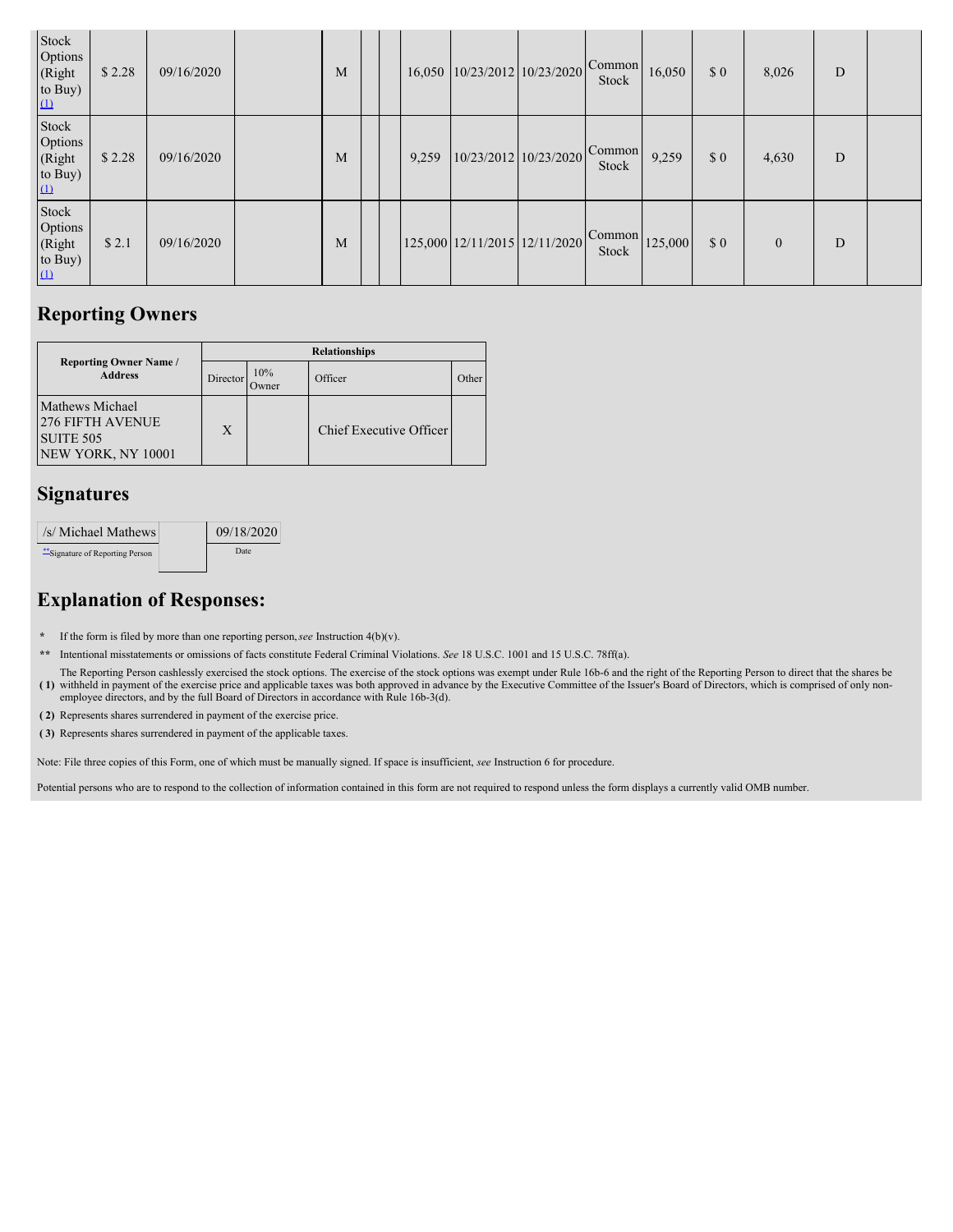| | | | | | | | | | | | | | | | |
|---|---|---|---|---|---|---|---|---|---|---|---|---|---|---|---|
| Stock Options (Right to Buy) [(1)](#) | $ 2.28 | 09/16/2020 | | M | | | 16,050 | 10/23/2012 | 10/23/2020 | Common Stock | 16,050 | $ 0 | 8,026 | D | |
| Stock Options (Right to Buy) [(1)](#) | $ 2.28 | 09/16/2020 | | M | | | 9,259 | 10/23/2012 | 10/23/2020 | Common Stock | 9,259 | $ 0 | 4,630 | D | |
| Stock Options (Right to Buy) [(1)](#) | $ 2.1 | 09/16/2020 | | M | | | 125,000 | 12/11/2015 | 12/11/2020 | Common Stock | 125,000 | $ 0 | 0 | D | |

## Reporting Owners

| Reporting Owner Name / Address | Relationships | | | |
|---|---|---|---|---|
| | Director | 10% Owner | Officer | Other |
| Mathews Michael<br>276 FIFTH AVENUE<br>SUITE 505<br>NEW YORK, NY 10001 | X | | Chief Executive Officer | |

## Signatures

| | |
|---|---|
| /s/ Michael Mathews | 09/18/2020 |
| **Signature of Reporting Person | Date |

## Explanation of Responses:

- **\*** If the form is filed by more than one reporting person, *see* Instruction 4(b)(v).
- **\*\*** Intentional misstatements or omissions of facts constitute Federal Criminal Violations. *See* 18 U.S.C. 1001 and 15 U.S.C. 78ff(a).
- **( 1)** The Reporting Person cashlessly exercised the stock options. The exercise of the stock options was exempt under Rule 16b-6 and the right of the Reporting Person to direct that the shares be withheld in payment of the exercise price and applicable taxes was both approved in advance by the Executive Committee of the Issuer's Board of Directors, which is comprised of only non-employee directors, and by the full Board of Directors in accordance with Rule 16b-3(d).
- **( 2)** Represents shares surrendered in payment of the exercise price.
- **( 3)** Represents shares surrendered in payment of the applicable taxes.

Note: File three copies of this Form, one of which must be manually signed. If space is insufficient, *see* Instruction 6 for procedure.

Potential persons who are to respond to the collection of information contained in this form are not required to respond unless the form displays a currently valid OMB number.